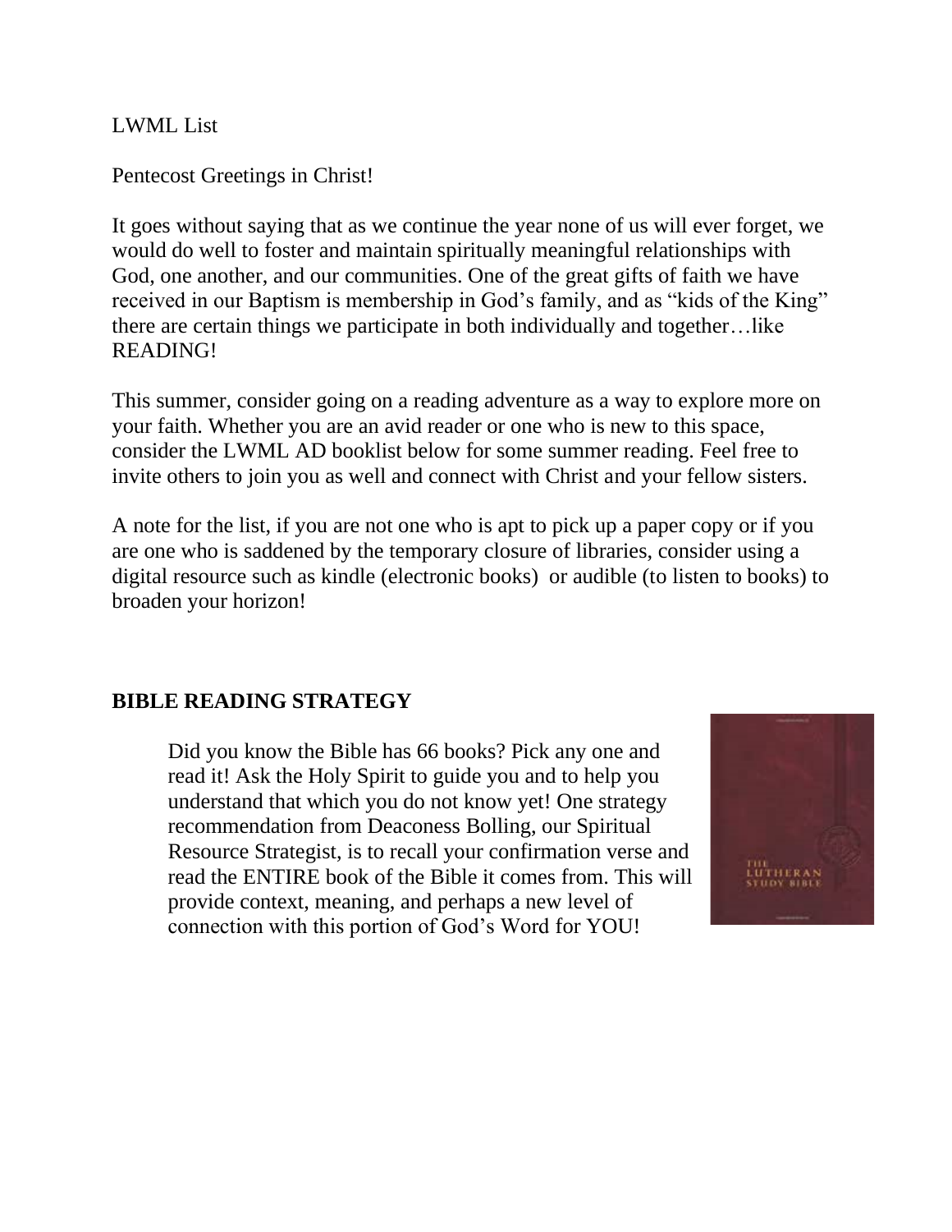LWML List

Pentecost Greetings in Christ!

It goes without saying that as we continue the year none of us will ever forget, we would do well to foster and maintain spiritually meaningful relationships with God, one another, and our communities. One of the great gifts of faith we have received in our Baptism is membership in God's family, and as "kids of the King" there are certain things we participate in both individually and together…like READING!

This summer, consider going on a reading adventure as a way to explore more on your faith. Whether you are an avid reader or one who is new to this space, consider the LWML AD booklist below for some summer reading. Feel free to invite others to join you as well and connect with Christ and your fellow sisters.

A note for the list, if you are not one who is apt to pick up a paper copy or if you are one who is saddened by the temporary closure of libraries, consider using a digital resource such as kindle (electronic books) or audible (to listen to books) to broaden your horizon!

**BIBLE READING STRATEGY**

Did you know the Bible has 66 books? Pick any one and read it! Ask the Holy Spirit to guide you and to help you understand that which you do not know yet! One strategy recommendation from Deaconess Bolling, our Spiritual Resource Strategist, is to recall your confirmation verse and read the ENTIRE book of the Bible it comes from. This will provide context, meaning, and perhaps a new level of connection with this portion of God's Word for YOU!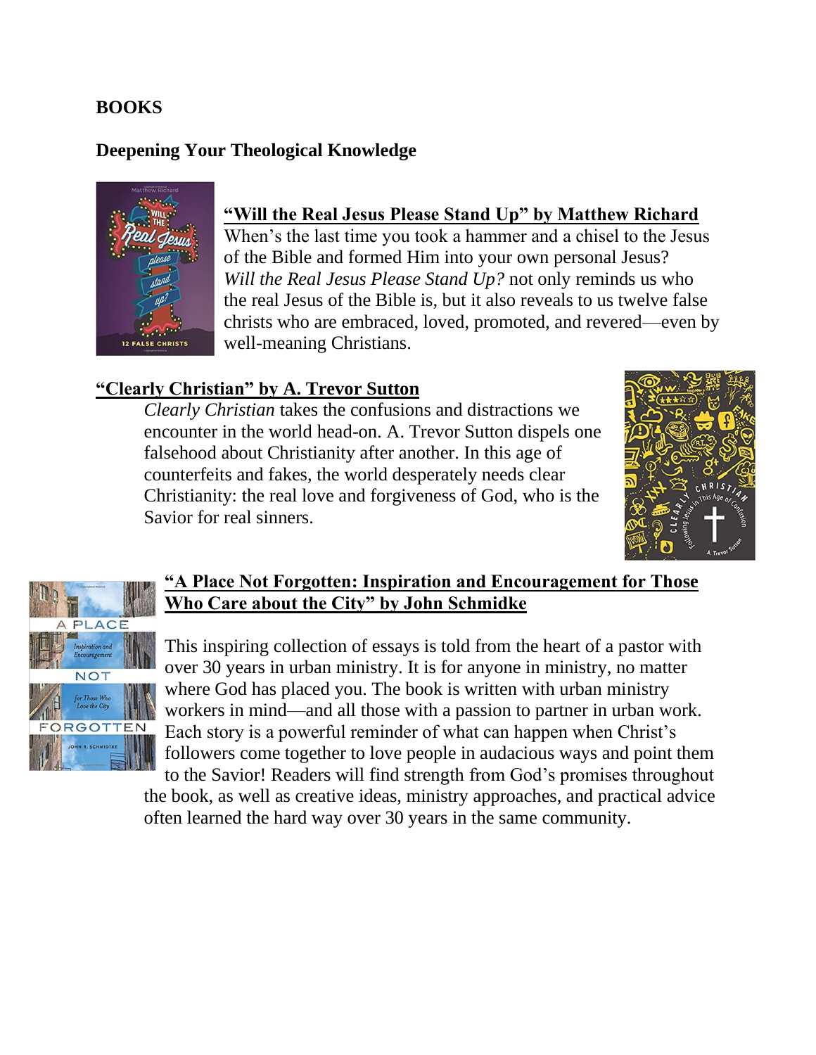# BOOKS

## Deepening Your Theological Knowledge

**"Will the Real Jesus Please Stand Up" by Matthew Richard**

When's the last time you took a hammer and a chisel to the Jesus of the Bible and formed Him into your own personal Jesus? *Will the Real Jesus Please Stand Up?* not only reminds us who the real Jesus of the Bible is, but it also reveals to us twelve false christs who are embraced, loved, promoted, and revered—even by well-meaning Christians.

**"Clearly Christian" by A. Trevor Sutton**

*Clearly Christian* takes the confusions and distractions we encounter in the world head-on. A. Trevor Sutton dispels one falsehood about Christianity after another. In this age of counterfeits and fakes, the world desperately needs clear Christianity: the real love and forgiveness of God, who is the Savior for real sinners.

**"A Place Not Forgotten: Inspiration and Encouragement for Those Who Care about the City" by John Schmidke**

This inspiring collection of essays is told from the heart of a pastor with over 30 years in urban ministry. It is for anyone in ministry, no matter where God has placed you. The book is written with urban ministry workers in mind—and all those with a passion to partner in urban work. Each story is a powerful reminder of what can happen when Christ's followers come together to love people in audacious ways and point them to the Savior! Readers will find strength from God's promises throughout the book, as well as creative ideas, ministry approaches, and practical advice often learned the hard way over 30 years in the same community.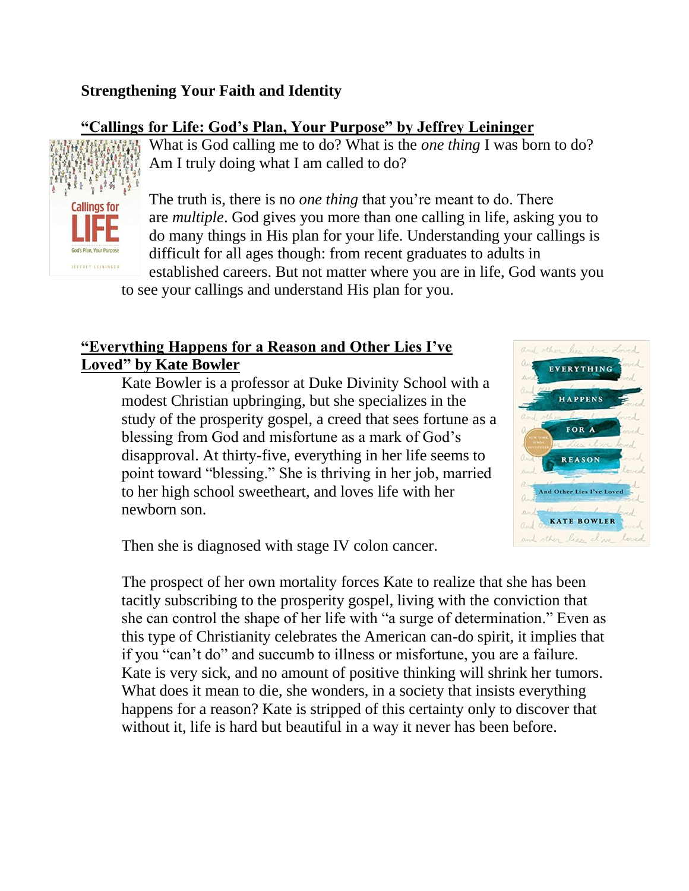**Strengthening Your Faith and Identity**

**<u>"Callings for Life: God's Plan, Your Purpose" by Jeffrey Leininger</u>**

What is God calling me to do? What is the *one thing* I was born to do? Am I truly doing what I am called to do?

The truth is, there is no *one thing* that you're meant to do. There are *multiple*. God gives you more than one calling in life, asking you to do many things in His plan for your life. Understanding your callings is difficult for all ages though: from recent graduates to adults in established careers. But not matter where you are in life, God wants you to see your callings and understand His plan for you.

**<u>"Everything Happens for a Reason and Other Lies I've Loved" by Kate Bowler</u>**

Kate Bowler is a professor at Duke Divinity School with a modest Christian upbringing, but she specializes in the study of the prosperity gospel, a creed that sees fortune as a blessing from God and misfortune as a mark of God's disapproval. At thirty-five, everything in her life seems to point toward "blessing." She is thriving in her job, married to her high school sweetheart, and loves life with her newborn son.

Then she is diagnosed with stage IV colon cancer.

The prospect of her own mortality forces Kate to realize that she has been tacitly subscribing to the prosperity gospel, living with the conviction that she can control the shape of her life with "a surge of determination." Even as this type of Christianity celebrates the American can-do spirit, it implies that if you "can't do" and succumb to illness or misfortune, you are a failure. Kate is very sick, and no amount of positive thinking will shrink her tumors. What does it mean to die, she wonders, in a society that insists everything happens for a reason? Kate is stripped of this certainty only to discover that without it, life is hard but beautiful in a way it never has been before.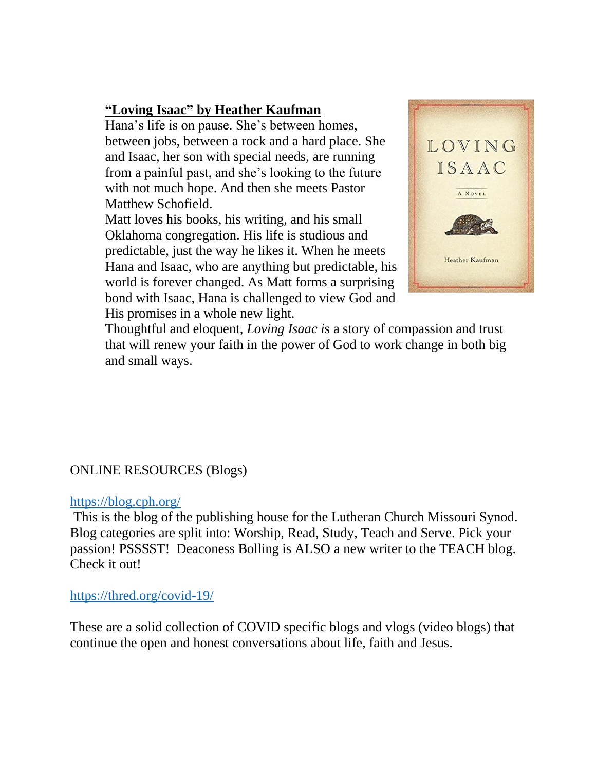**<u>"Loving Isaac" by Heather Kaufman</u>**

Hana's life is on pause. She's between homes, between jobs, between a rock and a hard place. She and Isaac, her son with special needs, are running from a painful past, and she's looking to the future with not much hope. And then she meets Pastor Matthew Schofield.

Matt loves his books, his writing, and his small Oklahoma congregation. His life is studious and predictable, just the way he likes it. When he meets Hana and Isaac, who are anything but predictable, his world is forever changed. As Matt forms a surprising bond with Isaac, Hana is challenged to view God and His promises in a whole new light.

Thoughtful and eloquent, *Loving Isaac* is a story of compassion and trust that will renew your faith in the power of God to work change in both big and small ways.

ONLINE RESOURCES (Blogs)

https://blog.cph.org/

This is the blog of the publishing house for the Lutheran Church Missouri Synod. Blog categories are split into: Worship, Read, Study, Teach and Serve. Pick your passion! PSSSST! Deaconess Bolling is ALSO a new writer to the TEACH blog. Check it out!

https://thred.org/covid-19/

These are a solid collection of COVID specific blogs and vlogs (video blogs) that continue the open and honest conversations about life, faith and Jesus.